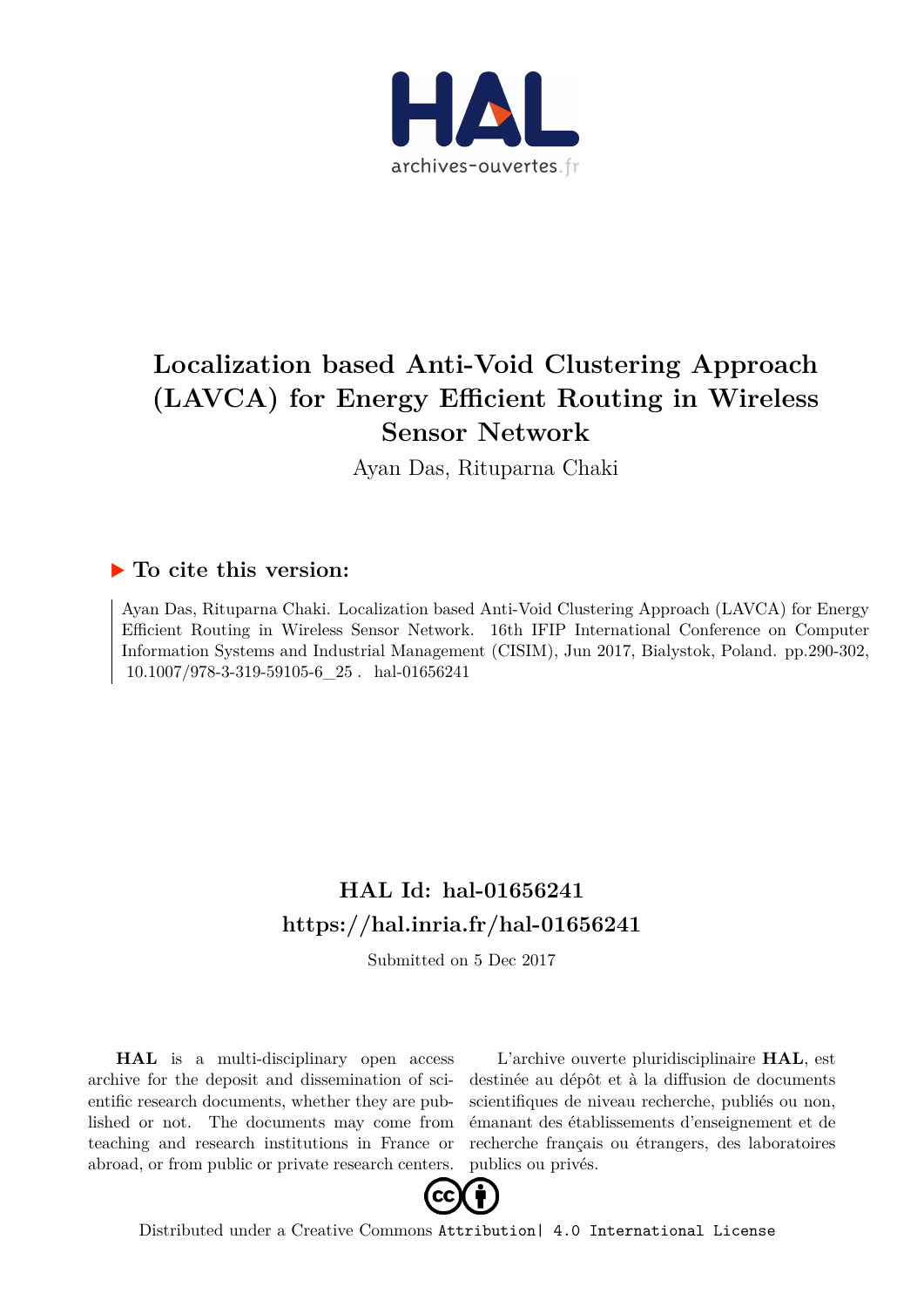# Localization based Anti-Void Clustering Approach (LAVCA) for Energy Efficient Routing in Wireless Sensor Network

Ayan Das, Rituparna Chaki

## ▶ To cite this version:

Ayan Das, Rituparna Chaki. Localization based Anti-Void Clustering Approach (LAVCA) for Energy Efficient Routing in Wireless Sensor Network. 16th IFIP International Conference on Computer Information Systems and Industrial Management (CISIM), Jun 2017, Bialystok, Poland. pp.290-302, 10.1007/978-3-319-59105-6_25 . hal-01656241

## HAL Id: hal-01656241
## https://hal.inria.fr/hal-01656241

Submitted on 5 Dec 2017

**HAL** is a multi-disciplinary open access archive for the deposit and dissemination of scientific research documents, whether they are published or not. The documents may come from teaching and research institutions in France or abroad, or from public or private research centers.

L'archive ouverte pluridisciplinaire **HAL**, est destinée au dépôt et à la diffusion de documents scientifiques de niveau recherche, publiés ou non, émanant des établissements d'enseignement et de recherche français ou étrangers, des laboratoires publics ou privés.

Distributed under a Creative Commons Attribution| 4.0 International License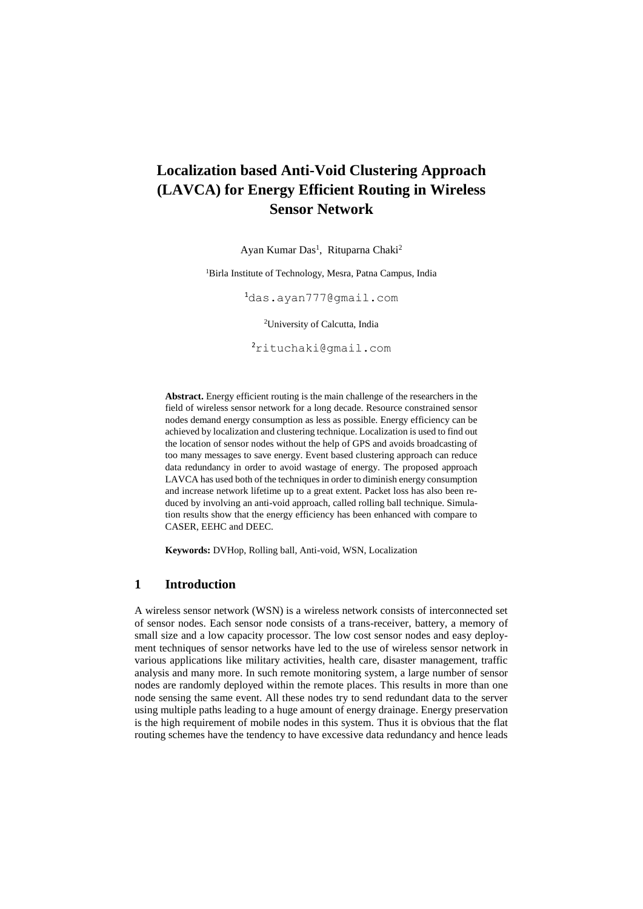# Localization based Anti-Void Clustering Approach (LAVCA) for Energy Efficient Routing in Wireless Sensor Network

Ayan Kumar Das[1], Rituparna Chaki[2]

[1]Birla Institute of Technology, Mesra, Patna Campus, India

[1]das.ayan777@gmail.com

[2]University of Calcutta, India

[2]rituchaki@gmail.com

**Abstract.** Energy efficient routing is the main challenge of the researchers in the field of wireless sensor network for a long decade. Resource constrained sensor nodes demand energy consumption as less as possible. Energy efficiency can be achieved by localization and clustering technique. Localization is used to find out the location of sensor nodes without the help of GPS and avoids broadcasting of too many messages to save energy. Event based clustering approach can reduce data redundancy in order to avoid wastage of energy. The proposed approach LAVCA has used both of the techniques in order to diminish energy consumption and increase network lifetime up to a great extent. Packet loss has also been reduced by involving an anti-void approach, called rolling ball technique. Simulation results show that the energy efficiency has been enhanced with compare to CASER, EEHC and DEEC.

**Keywords:** DVHop, Rolling ball, Anti-void, WSN, Localization

## 1 Introduction

A wireless sensor network (WSN) is a wireless network consists of interconnected set of sensor nodes. Each sensor node consists of a trans-receiver, battery, a memory of small size and a low capacity processor. The low cost sensor nodes and easy deployment techniques of sensor networks have led to the use of wireless sensor network in various applications like military activities, health care, disaster management, traffic analysis and many more. In such remote monitoring system, a large number of sensor nodes are randomly deployed within the remote places. This results in more than one node sensing the same event. All these nodes try to send redundant data to the server using multiple paths leading to a huge amount of energy drainage. Energy preservation is the high requirement of mobile nodes in this system. Thus it is obvious that the flat routing schemes have the tendency to have excessive data redundancy and hence leads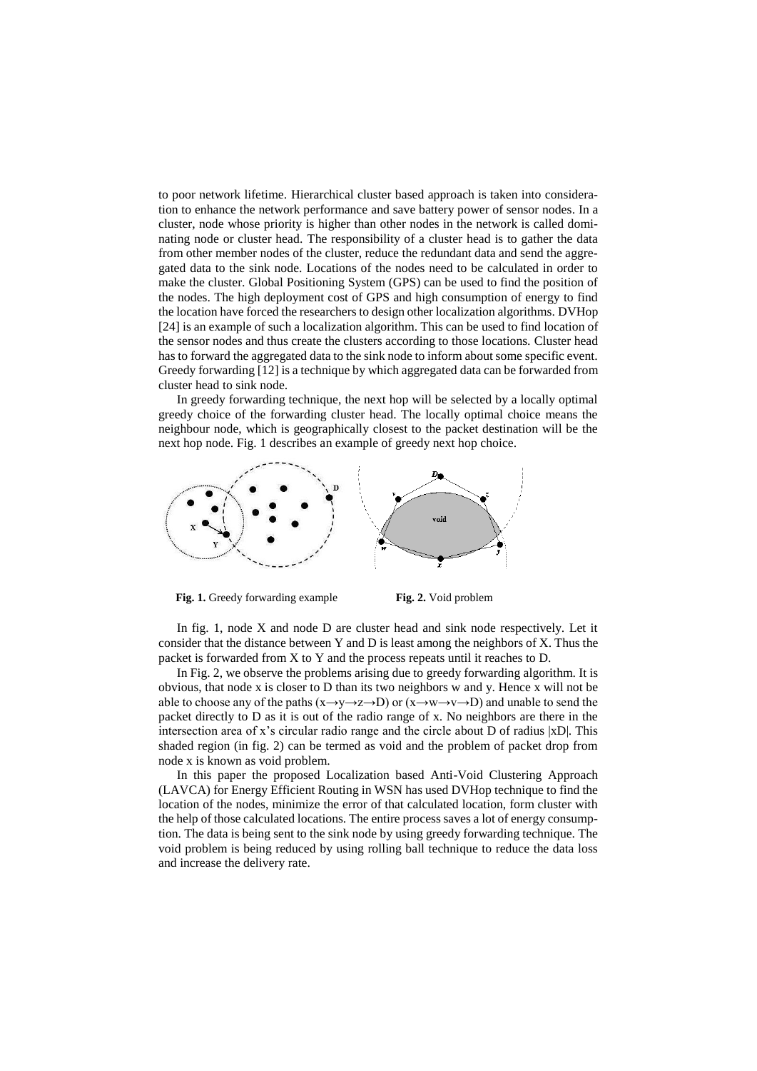to poor network lifetime. Hierarchical cluster based approach is taken into consideration to enhance the network performance and save battery power of sensor nodes. In a cluster, node whose priority is higher than other nodes in the network is called dominating node or cluster head. The responsibility of a cluster head is to gather the data from other member nodes of the cluster, reduce the redundant data and send the aggregated data to the sink node. Locations of the nodes need to be calculated in order to make the cluster. Global Positioning System (GPS) can be used to find the position of the nodes. The high deployment cost of GPS and high consumption of energy to find the location have forced the researchers to design other localization algorithms. DVHop [24] is an example of such a localization algorithm. This can be used to find location of the sensor nodes and thus create the clusters according to those locations. Cluster head has to forward the aggregated data to the sink node to inform about some specific event. Greedy forwarding [12] is a technique by which aggregated data can be forwarded from cluster head to sink node.

In greedy forwarding technique, the next hop will be selected by a locally optimal greedy choice of the forwarding cluster head. The locally optimal choice means the neighbour node, which is geographically closest to the packet destination will be the next hop node. Fig. 1 describes an example of greedy next hop choice.

**Fig. 1.** Greedy forwarding example

**Fig. 2.** Void problem

In fig. 1, node X and node D are cluster head and sink node respectively. Let it consider that the distance between Y and D is least among the neighbors of X. Thus the packet is forwarded from X to Y and the process repeats until it reaches to D.

In Fig. 2, we observe the problems arising due to greedy forwarding algorithm. It is obvious, that node x is closer to D than its two neighbors w and y. Hence x will not be able to choose any of the paths ($x \rightarrow y \rightarrow z \rightarrow D$) or ($x \rightarrow w \rightarrow v \rightarrow D$) and unable to send the packet directly to D as it is out of the radio range of x. No neighbors are there in the intersection area of x's circular radio range and the circle about D of radius $|xD|$. This shaded region (in fig. 2) can be termed as void and the problem of packet drop from node x is known as void problem.

In this paper the proposed Localization based Anti-Void Clustering Approach (LAVCA) for Energy Efficient Routing in WSN has used DVHop technique to find the location of the nodes, minimize the error of that calculated location, form cluster with the help of those calculated locations. The entire process saves a lot of energy consumption. The data is being sent to the sink node by using greedy forwarding technique. The void problem is being reduced by using rolling ball technique to reduce the data loss and increase the delivery rate.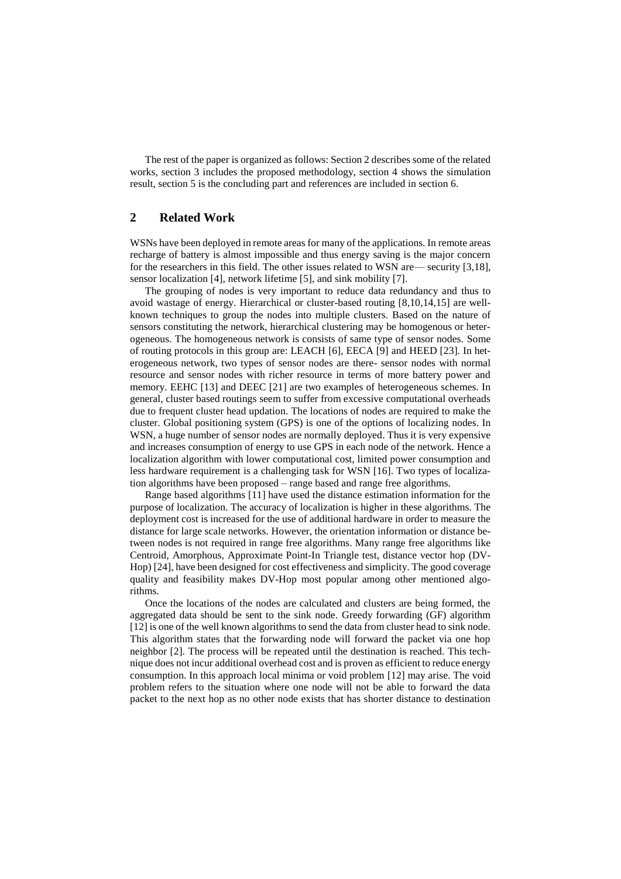The rest of the paper is organized as follows: Section 2 describes some of the related works, section 3 includes the proposed methodology, section 4 shows the simulation result, section 5 is the concluding part and references are included in section 6.

## 2 Related Work

WSNs have been deployed in remote areas for many of the applications. In remote areas recharge of battery is almost impossible and thus energy saving is the major concern for the researchers in this field. The other issues related to WSN are— security [3,18], sensor localization [4], network lifetime [5], and sink mobility [7].

The grouping of nodes is very important to reduce data redundancy and thus to avoid wastage of energy. Hierarchical or cluster-based routing [8,10,14,15] are well-known techniques to group the nodes into multiple clusters. Based on the nature of sensors constituting the network, hierarchical clustering may be homogenous or heterogeneous. The homogeneous network is consists of same type of sensor nodes. Some of routing protocols in this group are: LEACH [6], EECA [9] and HEED [23]. In heterogeneous network, two types of sensor nodes are there- sensor nodes with normal resource and sensor nodes with richer resource in terms of more battery power and memory. EEHC [13] and DEEC [21] are two examples of heterogeneous schemes. In general, cluster based routings seem to suffer from excessive computational overheads due to frequent cluster head updation. The locations of nodes are required to make the cluster. Global positioning system (GPS) is one of the options of localizing nodes. In WSN, a huge number of sensor nodes are normally deployed. Thus it is very expensive and increases consumption of energy to use GPS in each node of the network. Hence a localization algorithm with lower computational cost, limited power consumption and less hardware requirement is a challenging task for WSN [16]. Two types of localization algorithms have been proposed – range based and range free algorithms.

Range based algorithms [11] have used the distance estimation information for the purpose of localization. The accuracy of localization is higher in these algorithms. The deployment cost is increased for the use of additional hardware in order to measure the distance for large scale networks. However, the orientation information or distance between nodes is not required in range free algorithms. Many range free algorithms like Centroid, Amorphous, Approximate Point-In Triangle test, distance vector hop (DV-Hop) [24], have been designed for cost effectiveness and simplicity. The good coverage quality and feasibility makes DV-Hop most popular among other mentioned algorithms.

Once the locations of the nodes are calculated and clusters are being formed, the aggregated data should be sent to the sink node. Greedy forwarding (GF) algorithm [12] is one of the well known algorithms to send the data from cluster head to sink node. This algorithm states that the forwarding node will forward the packet via one hop neighbor [2]. The process will be repeated until the destination is reached. This technique does not incur additional overhead cost and is proven as efficient to reduce energy consumption. In this approach local minima or void problem [12] may arise. The void problem refers to the situation where one node will not be able to forward the data packet to the next hop as no other node exists that has shorter distance to destination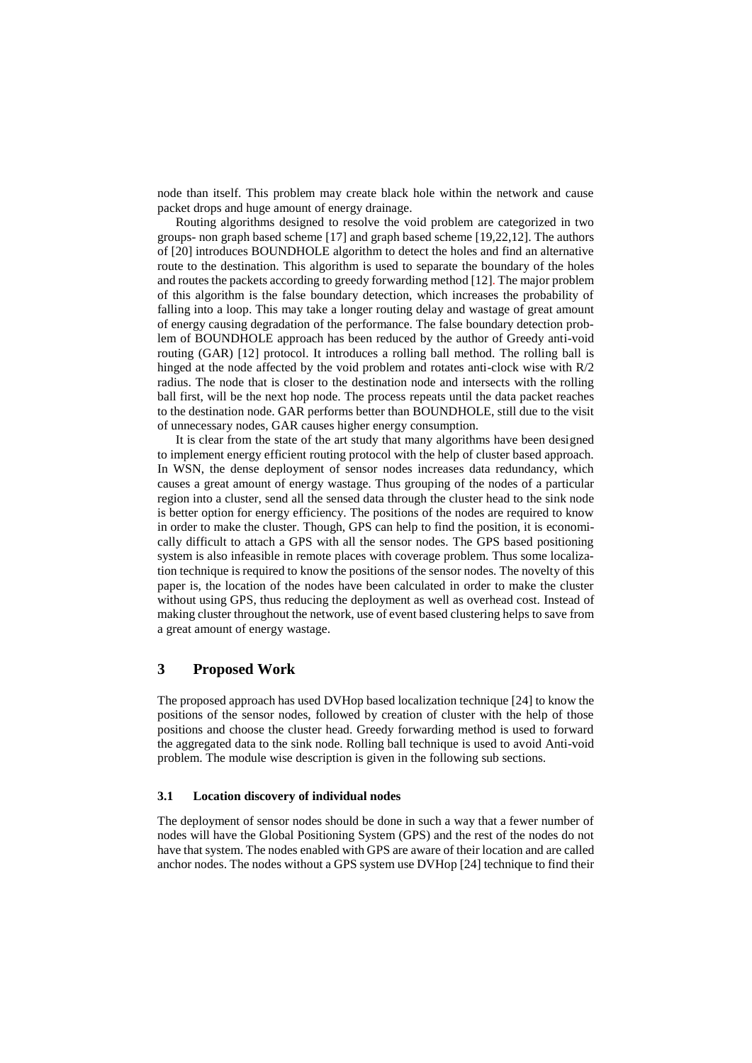node than itself. This problem may create black hole within the network and cause packet drops and huge amount of energy drainage.

Routing algorithms designed to resolve the void problem are categorized in two groups- non graph based scheme [17] and graph based scheme [19,22,12]. The authors of [20] introduces BOUNDHOLE algorithm to detect the holes and find an alternative route to the destination. This algorithm is used to separate the boundary of the holes and routes the packets according to greedy forwarding method [12]. The major problem of this algorithm is the false boundary detection, which increases the probability of falling into a loop. This may take a longer routing delay and wastage of great amount of energy causing degradation of the performance. The false boundary detection problem of BOUNDHOLE approach has been reduced by the author of Greedy anti-void routing (GAR) [12] protocol. It introduces a rolling ball method. The rolling ball is hinged at the node affected by the void problem and rotates anti-clock wise with R/2 radius. The node that is closer to the destination node and intersects with the rolling ball first, will be the next hop node. The process repeats until the data packet reaches to the destination node. GAR performs better than BOUNDHOLE, still due to the visit of unnecessary nodes, GAR causes higher energy consumption.

It is clear from the state of the art study that many algorithms have been designed to implement energy efficient routing protocol with the help of cluster based approach. In WSN, the dense deployment of sensor nodes increases data redundancy, which causes a great amount of energy wastage. Thus grouping of the nodes of a particular region into a cluster, send all the sensed data through the cluster head to the sink node is better option for energy efficiency. The positions of the nodes are required to know in order to make the cluster. Though, GPS can help to find the position, it is economically difficult to attach a GPS with all the sensor nodes. The GPS based positioning system is also infeasible in remote places with coverage problem. Thus some localization technique is required to know the positions of the sensor nodes. The novelty of this paper is, the location of the nodes have been calculated in order to make the cluster without using GPS, thus reducing the deployment as well as overhead cost. Instead of making cluster throughout the network, use of event based clustering helps to save from a great amount of energy wastage.

## 3 Proposed Work

The proposed approach has used DVHop based localization technique [24] to know the positions of the sensor nodes, followed by creation of cluster with the help of those positions and choose the cluster head. Greedy forwarding method is used to forward the aggregated data to the sink node. Rolling ball technique is used to avoid Anti-void problem. The module wise description is given in the following sub sections.

### 3.1 Location discovery of individual nodes

The deployment of sensor nodes should be done in such a way that a fewer number of nodes will have the Global Positioning System (GPS) and the rest of the nodes do not have that system. The nodes enabled with GPS are aware of their location and are called anchor nodes. The nodes without a GPS system use DVHop [24] technique to find their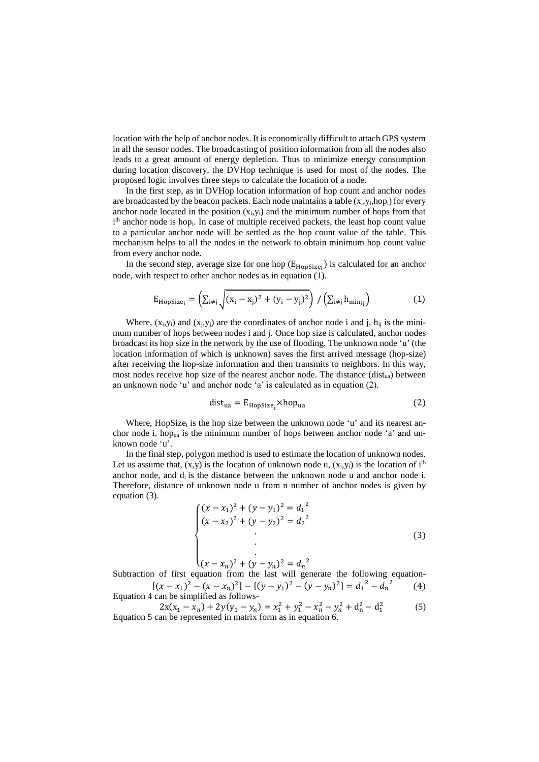location with the help of anchor nodes. It is economically difficult to attach GPS system in all the sensor nodes. The broadcasting of position information from all the nodes also leads to a great amount of energy depletion. Thus to minimize energy consumption during location discovery, the DVHop technique is used for most of the nodes. The proposed logic involves three steps to calculate the location of a node.

In the first step, as in DVHop location information of hop count and anchor nodes are broadcasted by the beacon packets. Each node maintains a table $(x_i, y_i, hop_i)$ for every anchor node located in the position $(x_i, y_i)$ and the minimum number of hops from that $i^{th}$ anchor node is $hop_i$. In case of multiple received packets, the least hop count value to a particular anchor node will be settled as the hop count value of the table. This mechanism helps to all the nodes in the network to obtain minimum hop count value from every anchor node.

In the second step, average size for one hop ($E_{HopSize_i}$) is calculated for an anchor node, with respect to other anchor nodes as in equation (1).

$$E_{HopSize_i} = \left( \sum_{i \neq j} \sqrt{(x_i - x_j)^2 + (y_i - y_j)^2} \right) / \left( \sum_{i \neq j} h_{min_{ij}} \right) \tag{1}$$

Where, $(x_i, y_i)$ and $(x_j, y_j)$ are the coordinates of anchor node i and j, $h_{ij}$ is the minimum number of hops between nodes i and j. Once hop size is calculated, anchor nodes broadcast its hop size in the network by the use of flooding. The unknown node 'u' (the location information of which is unknown) saves the first arrived message (hop-size) after receiving the hop-size information and then transmits to neighbors. In this way, most nodes receive hop size of the nearest anchor node. The distance ($dist_{ua}$) between an unknown node 'u' and anchor node 'a' is calculated as in equation (2).

$$dist_{ua} = E_{HopSize_i} \times hop_{ua} \tag{2}$$

Where, $HopSize_i$ is the hop size between the unknown node 'u' and its nearest anchor node i, $hop_{ua}$ is the minimum number of hops between anchor node 'a' and unknown node 'u'.

In the final step, polygon method is used to estimate the location of unknown nodes. Let us assume that, $(x,y)$ is the location of unknown node u, $(x_i, y_i)$ is the location of $i^{th}$ anchor node, and $d_i$ is the distance between the unknown node u and anchor node i. Therefore, distance of unknown node u from n number of anchor nodes is given by equation (3).

$$\begin{cases} (x - x_1)^2 + (y - y_1)^2 = {d_1}^2 \\ (x - x_2)^2 + (y - y_2)^2 = {d_2}^2 \\ \quad \vdots \\ (x - x_n)^2 + (y - y_n)^2 = {d_n}^2 \end{cases} \tag{3}$$

Subtraction of first equation from the last will generate the following equation-

$$\{(x - x_1)^2 - (x - x_n)^2\} - \{(y - y_1)^2 - (y - y_n)^2\} = {d_1}^2 - {d_n}^2 \tag{4}$$

Equation 4 can be simplified as follows-

$$2x(x_1 - x_n) + 2y(y_1 - y_n) = x_1^2 + y_1^2 - x_n^2 - y_n^2 + d_n^2 - d_1^2 \tag{5}$$

Equation 5 can be represented in matrix form as in equation 6.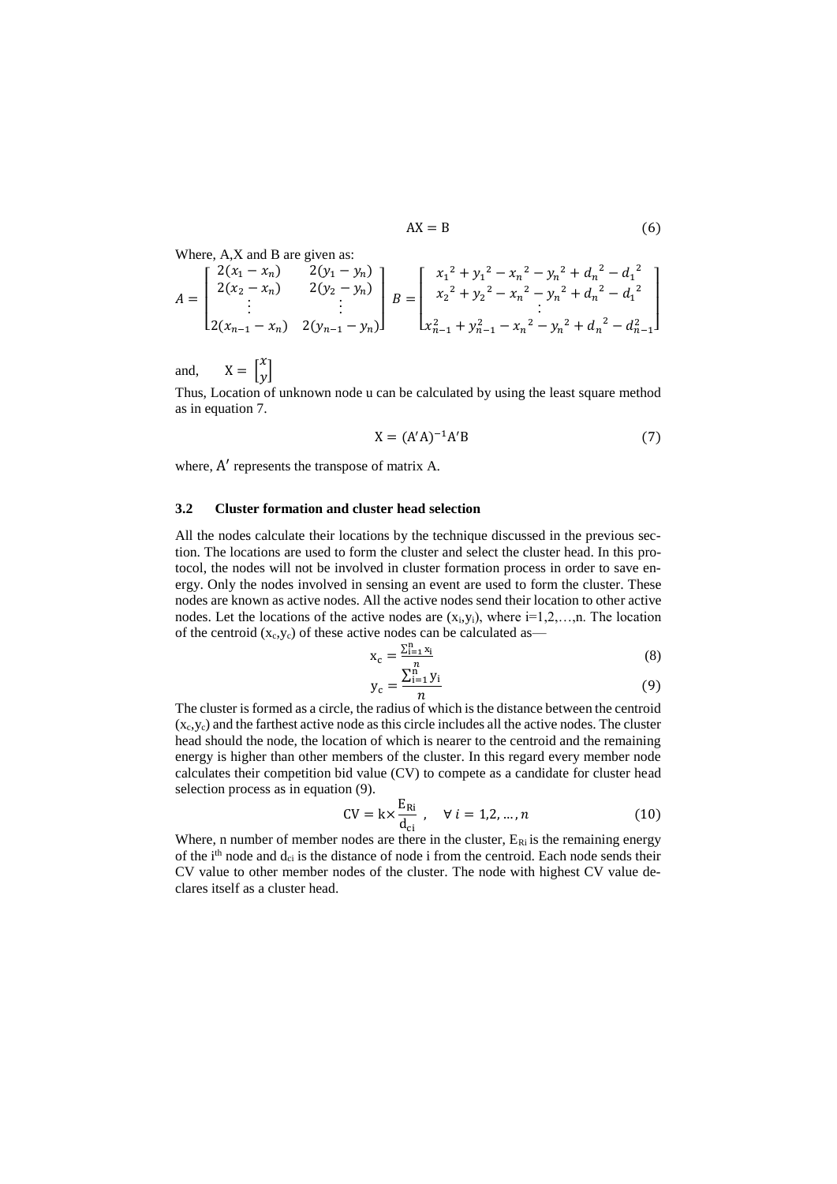$$AX = B \tag{6}$$

Where, A,X and B are given as:

$$A = \begin{bmatrix} 2(x_1 - x_n) & 2(y_1 - y_n) \\ 2(x_2 - x_n) & 2(y_2 - y_n) \\ \vdots & \vdots \\ 2(x_{n-1} - x_n) & 2(y_{n-1} - y_n) \end{bmatrix} \quad B = \begin{bmatrix} {x_1}^2 + {y_1}^2 - {x_n}^2 - {y_n}^2 + {d_n}^2 - {d_1}^2 \\ {x_2}^2 + {y_2}^2 - {x_n}^2 - {y_n}^2 + {d_n}^2 - {d_1}^2 \\ \vdots \\ x_{n-1}^2 + y_{n-1}^2 - {x_n}^2 - {y_n}^2 + {d_n}^2 - d_{n-1}^2 \end{bmatrix}$$

and, $\quad X = \begin{bmatrix} x \\ y \end{bmatrix}$

Thus, Location of unknown node u can be calculated by using the least square method as in equation 7.

$$X = (A'A)^{-1}A'B \tag{7}$$

where, $A'$ represents the transpose of matrix A.

### 3.2 Cluster formation and cluster head selection

All the nodes calculate their locations by the technique discussed in the previous section. The locations are used to form the cluster and select the cluster head. In this protocol, the nodes will not be involved in cluster formation process in order to save energy. Only the nodes involved in sensing an event are used to form the cluster. These nodes are known as active nodes. All the active nodes send their location to other active nodes. Let the locations of the active nodes are $(x_i,y_i)$, where i=1,2,…,n. The location of the centroid $(x_c,y_c)$ of these active nodes can be calculated as—

$$x_c = \frac{\sum_{i=1}^{n} x_i}{n} \tag{8}$$

$$y_c = \frac{\sum_{i=1}^{n} y_i}{n} \tag{9}$$

The cluster is formed as a circle, the radius of which is the distance between the centroid $(x_c,y_c)$ and the farthest active node as this circle includes all the active nodes. The cluster head should the node, the location of which is nearer to the centroid and the remaining energy is higher than other members of the cluster. In this regard every member node calculates their competition bid value (CV) to compete as a candidate for cluster head selection process as in equation (9).

$$CV = k \times \frac{E_{Ri}}{d_{ci}}, \quad \forall\, i = 1,2,\ldots,n \tag{10}$$

Where, n number of member nodes are there in the cluster, $E_{Ri}$ is the remaining energy of the $i^{th}$ node and $d_{ci}$ is the distance of node i from the centroid. Each node sends their CV value to other member nodes of the cluster. The node with highest CV value declares itself as a cluster head.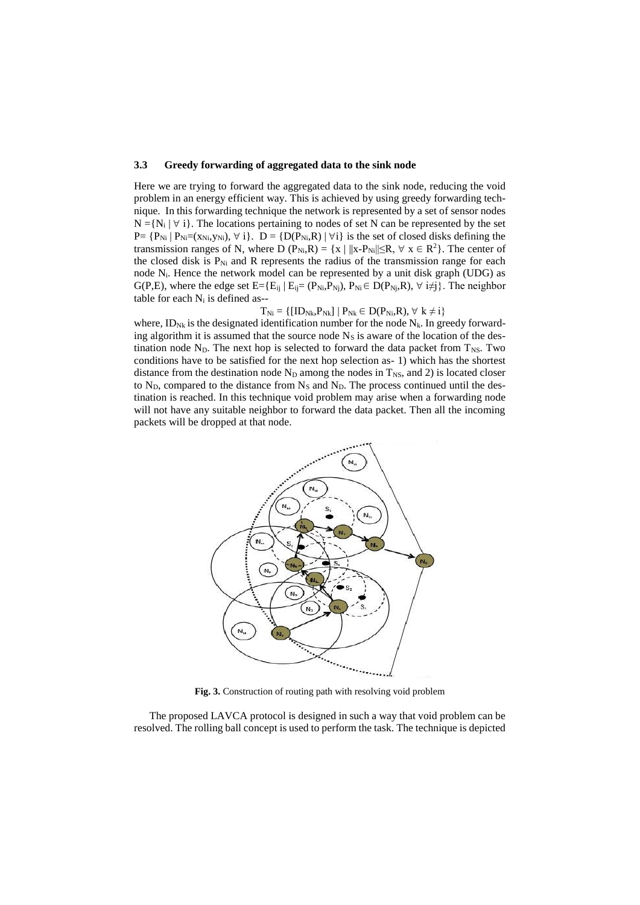### 3.3 Greedy forwarding of aggregated data to the sink node

Here we are trying to forward the aggregated data to the sink node, reducing the void problem in an energy efficient way. This is achieved by using greedy forwarding technique. In this forwarding technique the network is represented by a set of sensor nodes $N = \{N_i \mid \forall\ i\}$. The locations pertaining to nodes of set N can be represented by the set $P= \{P_{Ni} \mid P_{Ni}=(x_{Ni},y_{Ni}),\ \forall\ i\}$. $D = \{D(P_{Ni},R) \mid \forall i\}$ is the set of closed disks defining the transmission ranges of N, where $D\ (P_{Ni},R) = \{x \mid \|x-P_{Ni}\| \leq R,\ \forall\ x \in R^2\}$. The center of the closed disk is $P_{Ni}$ and R represents the radius of the transmission range for each node $N_i$. Hence the network model can be represented by a unit disk graph (UDG) as G(P,E), where the edge set $E=\{E_{ij} \mid E_{ij}= (P_{Ni},P_{Nj}),\ P_{Ni} \in D(P_{Nj},R),\ \forall\ i \neq j\}$. The neighbor table for each $N_i$ is defined as--

$$T_{Ni} = \{[ID_{Nk},P_{Nk}] \mid P_{Nk} \in D(P_{Ni},R),\ \forall\ k \neq i\}$$

where, $ID_{Nk}$ is the designated identification number for the node $N_k$. In greedy forwarding algorithm it is assumed that the source node $N_S$ is aware of the location of the destination node $N_D$. The next hop is selected to forward the data packet from $T_{NS}$. Two conditions have to be satisfied for the next hop selection as- 1) which has the shortest distance from the destination node $N_D$ among the nodes in $T_{NS}$, and 2) is located closer to $N_D$, compared to the distance from $N_S$ and $N_D$. The process continued until the destination is reached. In this technique void problem may arise when a forwarding node will not have any suitable neighbor to forward the data packet. Then all the incoming packets will be dropped at that node.

**Fig. 3.** Construction of routing path with resolving void problem

The proposed LAVCA protocol is designed in such a way that void problem can be resolved. The rolling ball concept is used to perform the task. The technique is depicted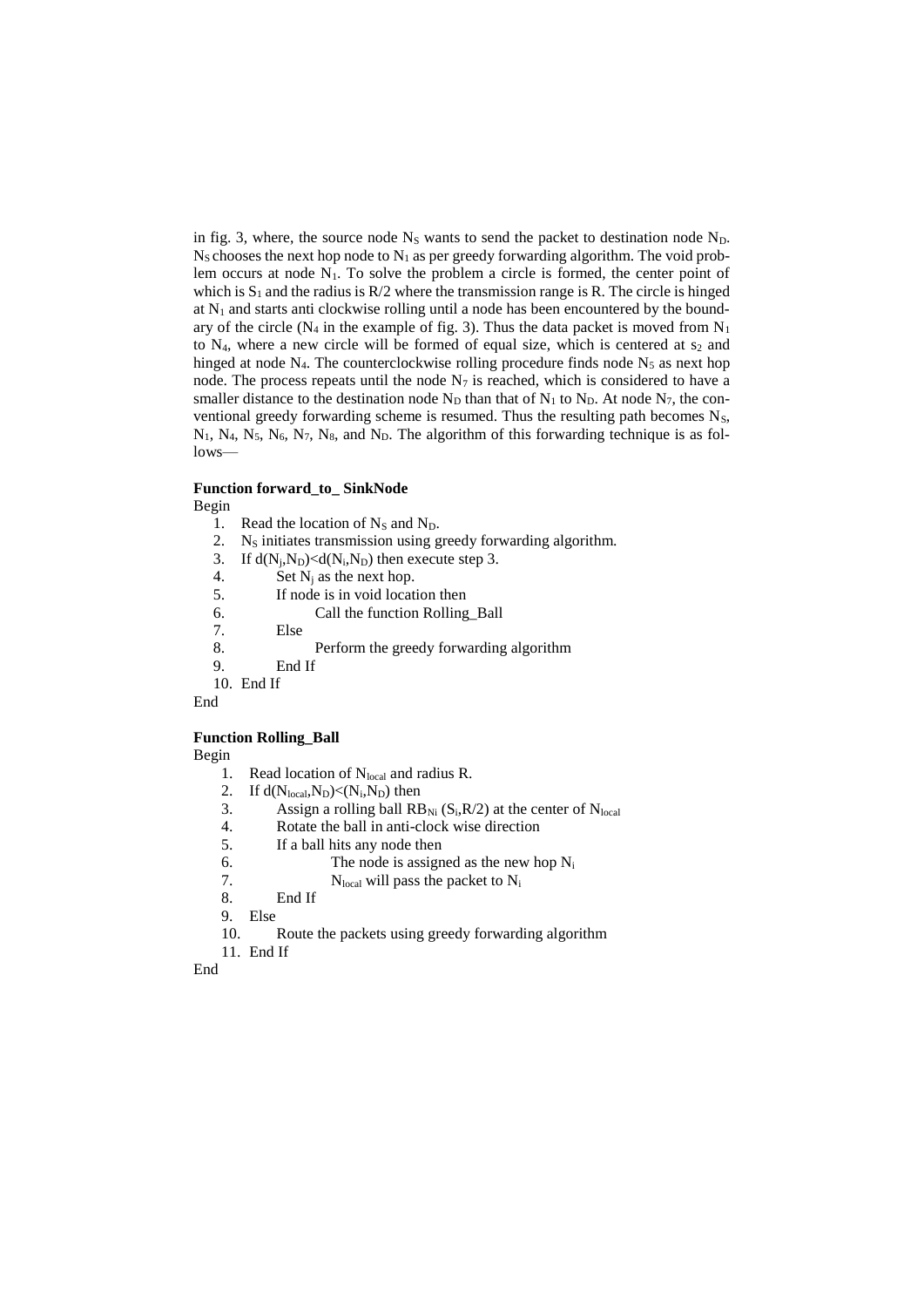in fig. 3, where, the source node $N_S$ wants to send the packet to destination node $N_D$. $N_S$ chooses the next hop node to $N_1$ as per greedy forwarding algorithm. The void problem occurs at node $N_1$. To solve the problem a circle is formed, the center point of which is $S_1$ and the radius is R/2 where the transmission range is R. The circle is hinged at $N_1$ and starts anti clockwise rolling until a node has been encountered by the boundary of the circle ($N_4$ in the example of fig. 3). Thus the data packet is moved from $N_1$ to $N_4$, where a new circle will be formed of equal size, which is centered at $s_2$ and hinged at node $N_4$. The counterclockwise rolling procedure finds node $N_5$ as next hop node. The process repeats until the node $N_7$ is reached, which is considered to have a smaller distance to the destination node $N_D$ than that of $N_1$ to $N_D$. At node $N_7$, the conventional greedy forwarding scheme is resumed. Thus the resulting path becomes $N_S$, $N_1$, $N_4$, $N_5$, $N_6$, $N_7$, $N_8$, and $N_D$. The algorithm of this forwarding technique is as follows—

**Function forward_to_ SinkNode**

Begin

1. Read the location of $N_S$ and $N_D$.
2. $N_S$ initiates transmission using greedy forwarding algorithm.
3. If $d(N_j,N_D)<d(N_i,N_D)$ then execute step 3.
4. Set $N_j$ as the next hop.
5. If node is in void location then
6. Call the function Rolling_Ball
7. Else
8. Perform the greedy forwarding algorithm
9. End If
10. End If

End

**Function Rolling_Ball**

Begin

1. Read location of $N_{local}$ and radius R.
2. If $d(N_{local},N_D)<(N_i,N_D)$ then
3. Assign a rolling ball $RB_{Ni}$ $(S_i,R/2)$ at the center of $N_{local}$
4. Rotate the ball in anti-clock wise direction
5. If a ball hits any node then
6. The node is assigned as the new hop $N_i$
7. $N_{local}$ will pass the packet to $N_i$
8. End If
9. Else
10. Route the packets using greedy forwarding algorithm
11. End If

End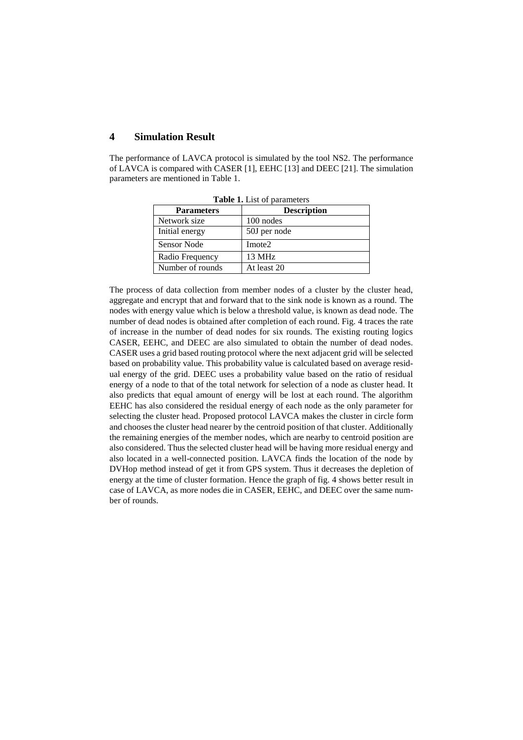## 4 Simulation Result

The performance of LAVCA protocol is simulated by the tool NS2. The performance of LAVCA is compared with CASER [1], EEHC [13] and DEEC [21]. The simulation parameters are mentioned in Table 1.

**Table 1.** List of parameters

| Parameters | Description |
| --- | --- |
| Network size | 100 nodes |
| Initial energy | 50J per node |
| Sensor Node | Imote2 |
| Radio Frequency | 13 MHz |
| Number of rounds | At least 20 |

The process of data collection from member nodes of a cluster by the cluster head, aggregate and encrypt that and forward that to the sink node is known as a round. The nodes with energy value which is below a threshold value, is known as dead node. The number of dead nodes is obtained after completion of each round. Fig. 4 traces the rate of increase in the number of dead nodes for six rounds. The existing routing logics CASER, EEHC, and DEEC are also simulated to obtain the number of dead nodes. CASER uses a grid based routing protocol where the next adjacent grid will be selected based on probability value. This probability value is calculated based on average residual energy of the grid. DEEC uses a probability value based on the ratio of residual energy of a node to that of the total network for selection of a node as cluster head. It also predicts that equal amount of energy will be lost at each round. The algorithm EEHC has also considered the residual energy of each node as the only parameter for selecting the cluster head. Proposed protocol LAVCA makes the cluster in circle form and chooses the cluster head nearer by the centroid position of that cluster. Additionally the remaining energies of the member nodes, which are nearby to centroid position are also considered. Thus the selected cluster head will be having more residual energy and also located in a well-connected position. LAVCA finds the location of the node by DVHop method instead of get it from GPS system. Thus it decreases the depletion of energy at the time of cluster formation. Hence the graph of fig. 4 shows better result in case of LAVCA, as more nodes die in CASER, EEHC, and DEEC over the same number of rounds.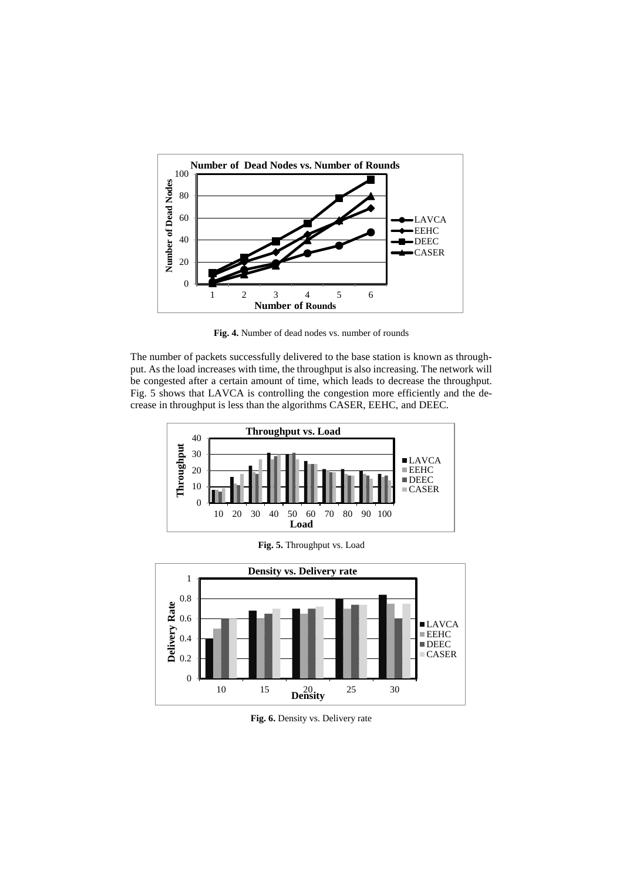**Fig. 4.** Number of dead nodes vs. number of rounds

The number of packets successfully delivered to the base station is known as throughput. As the load increases with time, the throughput is also increasing. The network will be congested after a certain amount of time, which leads to decrease the throughput. Fig. 5 shows that LAVCA is controlling the congestion more efficiently and the decrease in throughput is less than the algorithms CASER, EEHC, and DEEC.

**Fig. 5.** Throughput vs. Load

**Fig. 6.** Density vs. Delivery rate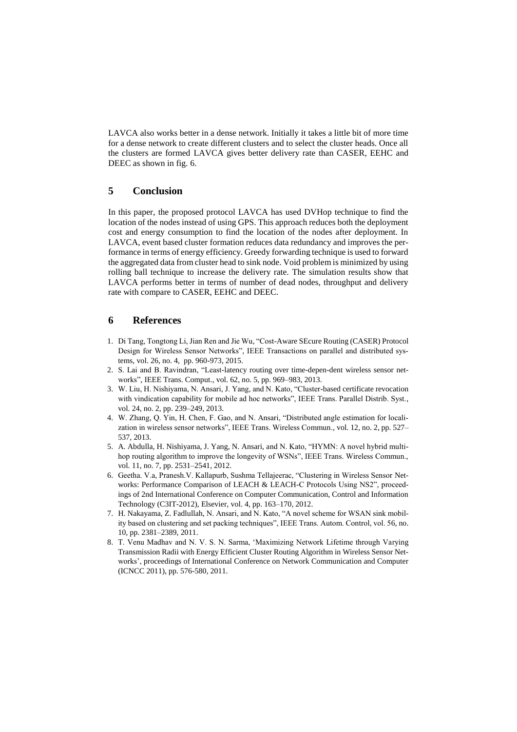LAVCA also works better in a dense network. Initially it takes a little bit of more time for a dense network to create different clusters and to select the cluster heads. Once all the clusters are formed LAVCA gives better delivery rate than CASER, EEHC and DEEC as shown in fig. 6.

## 5 Conclusion

In this paper, the proposed protocol LAVCA has used DVHop technique to find the location of the nodes instead of using GPS. This approach reduces both the deployment cost and energy consumption to find the location of the nodes after deployment. In LAVCA, event based cluster formation reduces data redundancy and improves the performance in terms of energy efficiency. Greedy forwarding technique is used to forward the aggregated data from cluster head to sink node. Void problem is minimized by using rolling ball technique to increase the delivery rate. The simulation results show that LAVCA performs better in terms of number of dead nodes, throughput and delivery rate with compare to CASER, EEHC and DEEC.

## 6 References

1. Di Tang, Tongtong Li, Jian Ren and Jie Wu, "Cost-Aware SEcure Routing (CASER) Protocol Design for Wireless Sensor Networks", IEEE Transactions on parallel and distributed systems, vol. 26, no. 4, pp. 960-973, 2015.
2. S. Lai and B. Ravindran, "Least-latency routing over time-depen-dent wireless sensor networks", IEEE Trans. Comput., vol. 62, no. 5, pp. 969–983, 2013.
3. W. Liu, H. Nishiyama, N. Ansari, J. Yang, and N. Kato, "Cluster-based certificate revocation with vindication capability for mobile ad hoc networks", IEEE Trans. Parallel Distrib. Syst., vol. 24, no. 2, pp. 239–249, 2013.
4. W. Zhang, Q. Yin, H. Chen, F. Gao, and N. Ansari, "Distributed angle estimation for localization in wireless sensor networks", IEEE Trans. Wireless Commun., vol. 12, no. 2, pp. 527–537, 2013.
5. A. Abdulla, H. Nishiyama, J. Yang, N. Ansari, and N. Kato, "HYMN: A novel hybrid multihop routing algorithm to improve the longevity of WSNs", IEEE Trans. Wireless Commun., vol. 11, no. 7, pp. 2531–2541, 2012.
6. Geetha. V.a, Pranesh.V. Kallapurb, Sushma Tellajeerac, "Clustering in Wireless Sensor Networks: Performance Comparison of LEACH & LEACH-C Protocols Using NS2", proceedings of 2nd International Conference on Computer Communication, Control and Information Technology (C3IT-2012), Elsevier, vol. 4, pp. 163–170, 2012.
7. H. Nakayama, Z. Fadlullah, N. Ansari, and N. Kato, "A novel scheme for WSAN sink mobility based on clustering and set packing techniques", IEEE Trans. Autom. Control, vol. 56, no. 10, pp. 2381–2389, 2011.
8. T. Venu Madhav and N. V. S. N. Sarma, 'Maximizing Network Lifetime through Varying Transmission Radii with Energy Efficient Cluster Routing Algorithm in Wireless Sensor Networks', proceedings of International Conference on Network Communication and Computer (ICNCC 2011), pp. 576-580, 2011.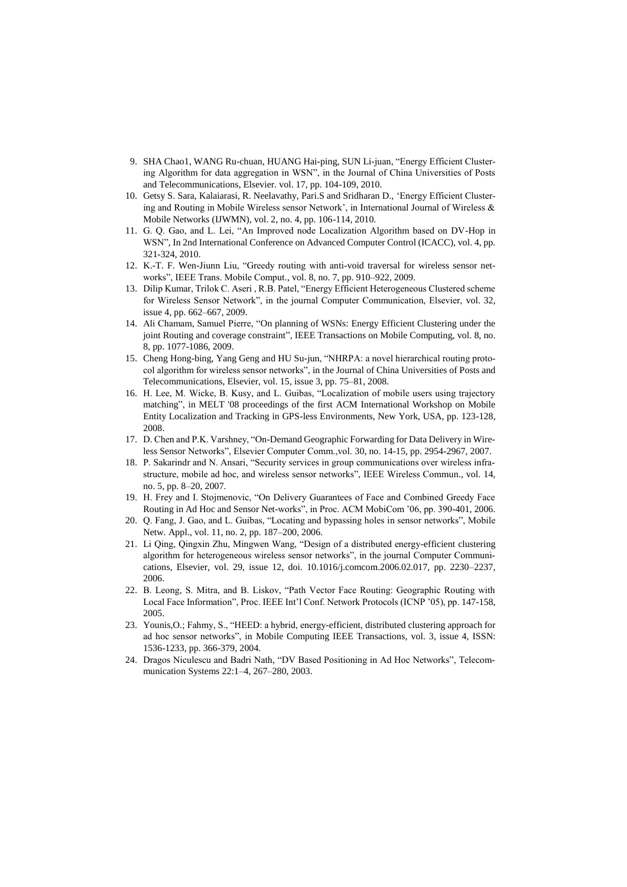9. SHA Chao1, WANG Ru-chuan, HUANG Hai-ping, SUN Li-juan, "Energy Efficient Clustering Algorithm for data aggregation in WSN", in the Journal of China Universities of Posts and Telecommunications, Elsevier. vol. 17, pp. 104-109, 2010.
10. Getsy S. Sara, Kalaiarasi, R. Neelavathy, Pari.S and Sridharan D., 'Energy Efficient Clustering and Routing in Mobile Wireless sensor Network', in International Journal of Wireless & Mobile Networks (IJWMN), vol. 2, no. 4, pp. 106-114, 2010.
11. G. Q. Gao, and L. Lei, "An Improved node Localization Algorithm based on DV-Hop in WSN", In 2nd International Conference on Advanced Computer Control (ICACC), vol. 4, pp. 321-324, 2010.
12. K.-T. F. Wen-Jiunn Liu, "Greedy routing with anti-void traversal for wireless sensor networks", IEEE Trans. Mobile Comput., vol. 8, no. 7, pp. 910–922, 2009.
13. Dilip Kumar, Trilok C. Aseri , R.B. Patel, "Energy Efficient Heterogeneous Clustered scheme for Wireless Sensor Network", in the journal Computer Communication, Elsevier, vol. 32, issue 4, pp. 662–667, 2009.
14. Ali Chamam, Samuel Pierre, "On planning of WSNs: Energy Efficient Clustering under the joint Routing and coverage constraint", IEEE Transactions on Mobile Computing, vol. 8, no. 8, pp. 1077-1086, 2009.
15. Cheng Hong-bing, Yang Geng and HU Su-jun, "NHRPA: a novel hierarchical routing protocol algorithm for wireless sensor networks", in the Journal of China Universities of Posts and Telecommunications, Elsevier, vol. 15, issue 3, pp. 75–81, 2008.
16. H. Lee, M. Wicke, B. Kusy, and L. Guibas, "Localization of mobile users using trajectory matching", in MELT '08 proceedings of the first ACM International Workshop on Mobile Entity Localization and Tracking in GPS-less Environments, New York, USA, pp. 123-128, 2008.
17. D. Chen and P.K. Varshney, "On-Demand Geographic Forwarding for Data Delivery in Wireless Sensor Networks", Elsevier Computer Comm.,vol. 30, no. 14-15, pp. 2954-2967, 2007.
18. P. Sakarindr and N. Ansari, "Security services in group communications over wireless infrastructure, mobile ad hoc, and wireless sensor networks", IEEE Wireless Commun., vol. 14, no. 5, pp. 8–20, 2007.
19. H. Frey and I. Stojmenovic, "On Delivery Guarantees of Face and Combined Greedy Face Routing in Ad Hoc and Sensor Net-works", in Proc. ACM MobiCom '06, pp. 390-401, 2006.
20. Q. Fang, J. Gao, and L. Guibas, "Locating and bypassing holes in sensor networks", Mobile Netw. Appl., vol. 11, no. 2, pp. 187–200, 2006.
21. Li Qing, Qingxin Zhu, Mingwen Wang, "Design of a distributed energy-efficient clustering algorithm for heterogeneous wireless sensor networks", in the journal Computer Communications, Elsevier, vol. 29, issue 12, doi. 10.1016/j.comcom.2006.02.017, pp. 2230–2237, 2006.
22. B. Leong, S. Mitra, and B. Liskov, "Path Vector Face Routing: Geographic Routing with Local Face Information", Proc. IEEE Int'l Conf. Network Protocols (ICNP '05), pp. 147-158, 2005.
23. Younis,O.; Fahmy, S., "HEED: a hybrid, energy-efficient, distributed clustering approach for ad hoc sensor networks", in Mobile Computing IEEE Transactions, vol. 3, issue 4, ISSN: 1536-1233, pp. 366-379, 2004.
24. Dragos Niculescu and Badri Nath, "DV Based Positioning in Ad Hoc Networks", Telecommunication Systems 22:1–4, 267–280, 2003.